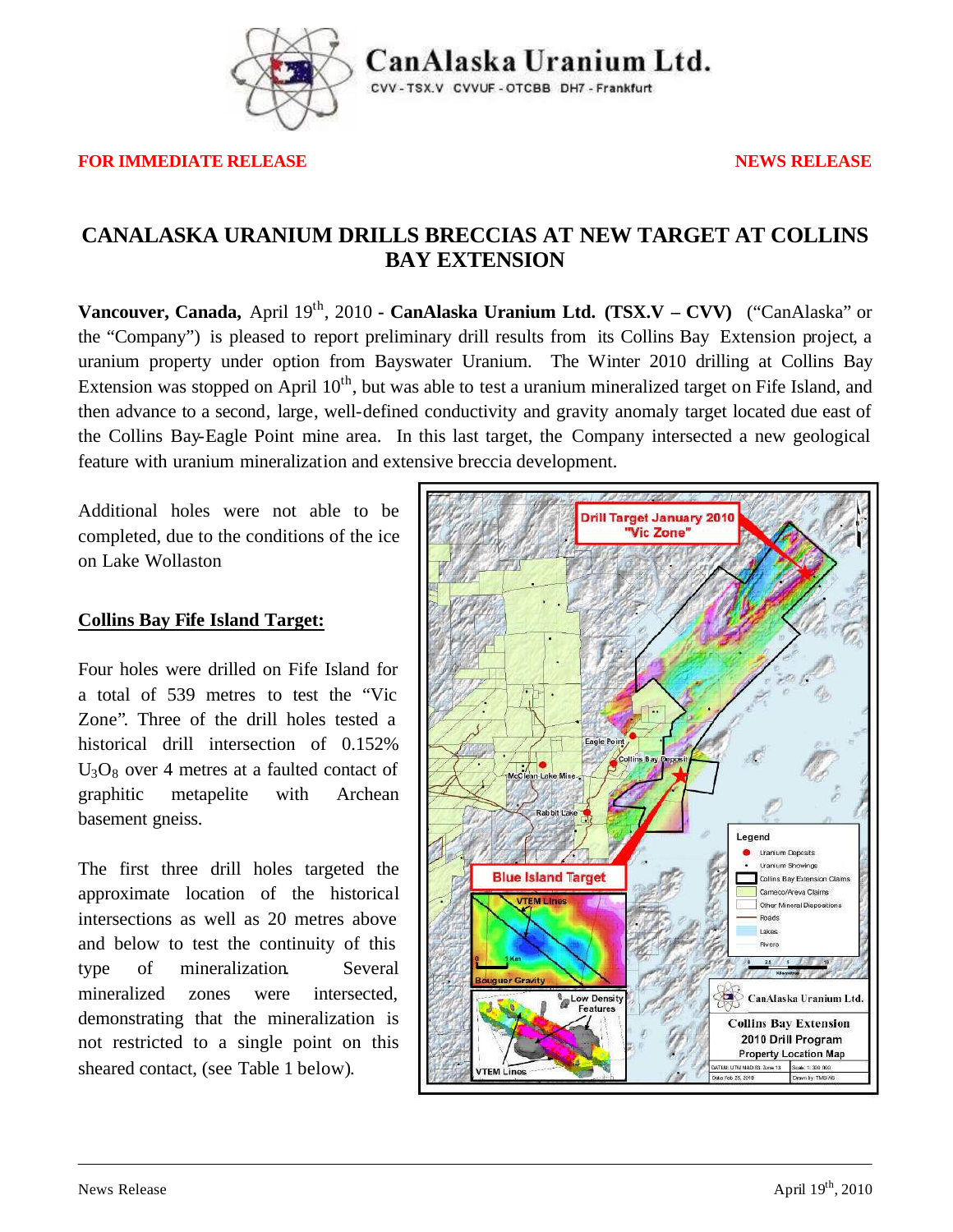CanAlaska Uranium Ltd.

CVV - TSX.V CVVUF - OTCBB DH7 - Frankfurt

**FOR IMMEDIATE RELEASE** **NEWS RELEASE**

# CANALASKA URANIUM DRILLS BRECCIAS AT NEW TARGET AT COLLINS BAY EXTENSION

**Vancouver, Canada,** April 19th, 2010 - **CanAlaska Uranium Ltd. (TSX.V – CVV)** ("CanAlaska" or the "Company") is pleased to report preliminary drill results from its Collins Bay Extension project, a uranium property under option from Bayswater Uranium. The Winter 2010 drilling at Collins Bay Extension was stopped on April 10th, but was able to test a uranium mineralized target on Fife Island, and then advance to a second, large, well-defined conductivity and gravity anomaly target located due east of the Collins Bay-Eagle Point mine area. In this last target, the Company intersected a new geological feature with uranium mineralization and extensive breccia development.

Additional holes were not able to be completed, due to the conditions of the ice on Lake Wollaston

## Collins Bay Fife Island Target:

Four holes were drilled on Fife Island for a total of 539 metres to test the "Vic Zone". Three of the drill holes tested a historical drill intersection of 0.152% $U_3O_8$ over 4 metres at a faulted contact of graphitic metapelite with Archean basement gneiss.

The first three drill holes targeted the approximate location of the historical intersections as well as 20 metres above and below to test the continuity of this type of mineralization. Several mineralized zones were intersected, demonstrating that the mineralization is not restricted to a single point on this sheared contact, (see Table 1 below).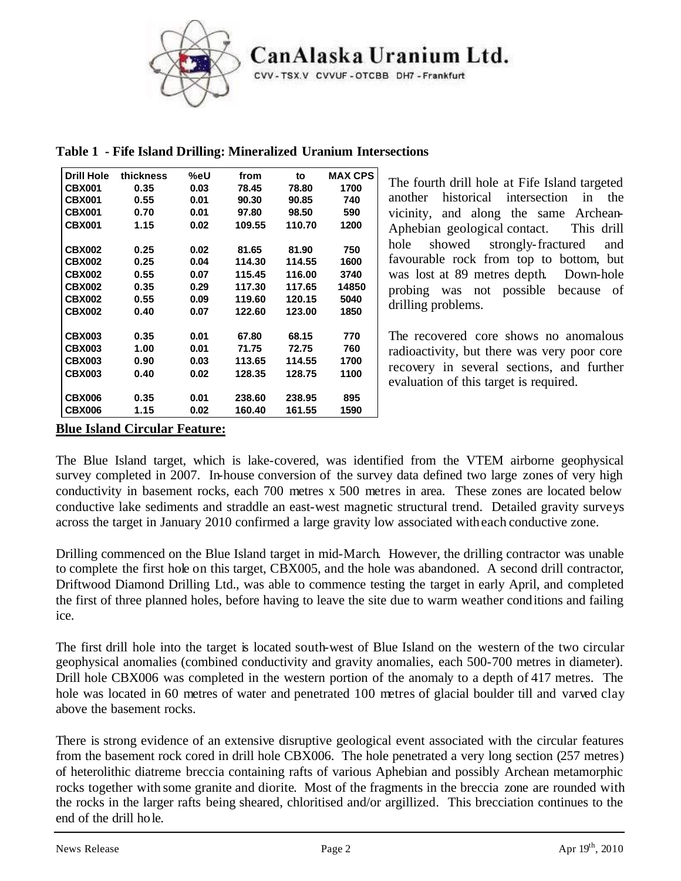**Table 1 - Fife Island Drilling: Mineralized Uranium Intersections**

| Drill Hole | thickness | %eU | from | to | MAX CPS |
|---|---|---|---|---|---|
| CBX001 | 0.35 | 0.03 | 78.45 | 78.80 | 1700 |
| CBX001 | 0.55 | 0.01 | 90.30 | 90.85 | 740 |
| CBX001 | 0.70 | 0.01 | 97.80 | 98.50 | 590 |
| CBX001 | 1.15 | 0.02 | 109.55 | 110.70 | 1200 |
| CBX002 | 0.25 | 0.02 | 81.65 | 81.90 | 750 |
| CBX002 | 0.25 | 0.04 | 114.30 | 114.55 | 1600 |
| CBX002 | 0.55 | 0.07 | 115.45 | 116.00 | 3740 |
| CBX002 | 0.35 | 0.29 | 117.30 | 117.65 | 14850 |
| CBX002 | 0.55 | 0.09 | 119.60 | 120.15 | 5040 |
| CBX002 | 0.40 | 0.07 | 122.60 | 123.00 | 1850 |
| CBX003 | 0.35 | 0.01 | 67.80 | 68.15 | 770 |
| CBX003 | 1.00 | 0.01 | 71.75 | 72.75 | 760 |
| CBX003 | 0.90 | 0.03 | 113.65 | 114.55 | 1700 |
| CBX003 | 0.40 | 0.02 | 128.35 | 128.75 | 1100 |
| CBX006 | 0.35 | 0.01 | 238.60 | 238.95 | 895 |
| CBX006 | 1.15 | 0.02 | 160.40 | 161.55 | 1590 |

The fourth drill hole at Fife Island targeted another historical intersection in the vicinity, and along the same Archean-Aphebian geological contact. This drill hole showed strongly-fractured and favourable rock from top to bottom, but was lost at 89 metres depth. Down-hole probing was not possible because of drilling problems.

The recovered core shows no anomalous radioactivity, but there was very poor core recovery in several sections, and further evaluation of this target is required.

**Blue Island Circular Feature:**

The Blue Island target, which is lake-covered, was identified from the VTEM airborne geophysical survey completed in 2007. In-house conversion of the survey data defined two large zones of very high conductivity in basement rocks, each 700 metres x 500 metres in area. These zones are located below conductive lake sediments and straddle an east-west magnetic structural trend. Detailed gravity surveys across the target in January 2010 confirmed a large gravity low associated with each conductive zone.

Drilling commenced on the Blue Island target in mid-March. However, the drilling contractor was unable to complete the first hole on this target, CBX005, and the hole was abandoned. A second drill contractor, Driftwood Diamond Drilling Ltd., was able to commence testing the target in early April, and completed the first of three planned holes, before having to leave the site due to warm weather conditions and failing ice.

The first drill hole into the target is located south-west of Blue Island on the western of the two circular geophysical anomalies (combined conductivity and gravity anomalies, each 500-700 metres in diameter). Drill hole CBX006 was completed in the western portion of the anomaly to a depth of 417 metres. The hole was located in 60 metres of water and penetrated 100 metres of glacial boulder till and varved clay above the basement rocks.

There is strong evidence of an extensive disruptive geological event associated with the circular features from the basement rock cored in drill hole CBX006. The hole penetrated a very long section (257 metres) of heterolithic diatreme breccia containing rafts of various Aphebian and possibly Archean metamorphic rocks together with some granite and diorite. Most of the fragments in the breccia zone are rounded with the rocks in the larger rafts being sheared, chloritised and/or argillized. This brecciation continues to the end of the drill hole.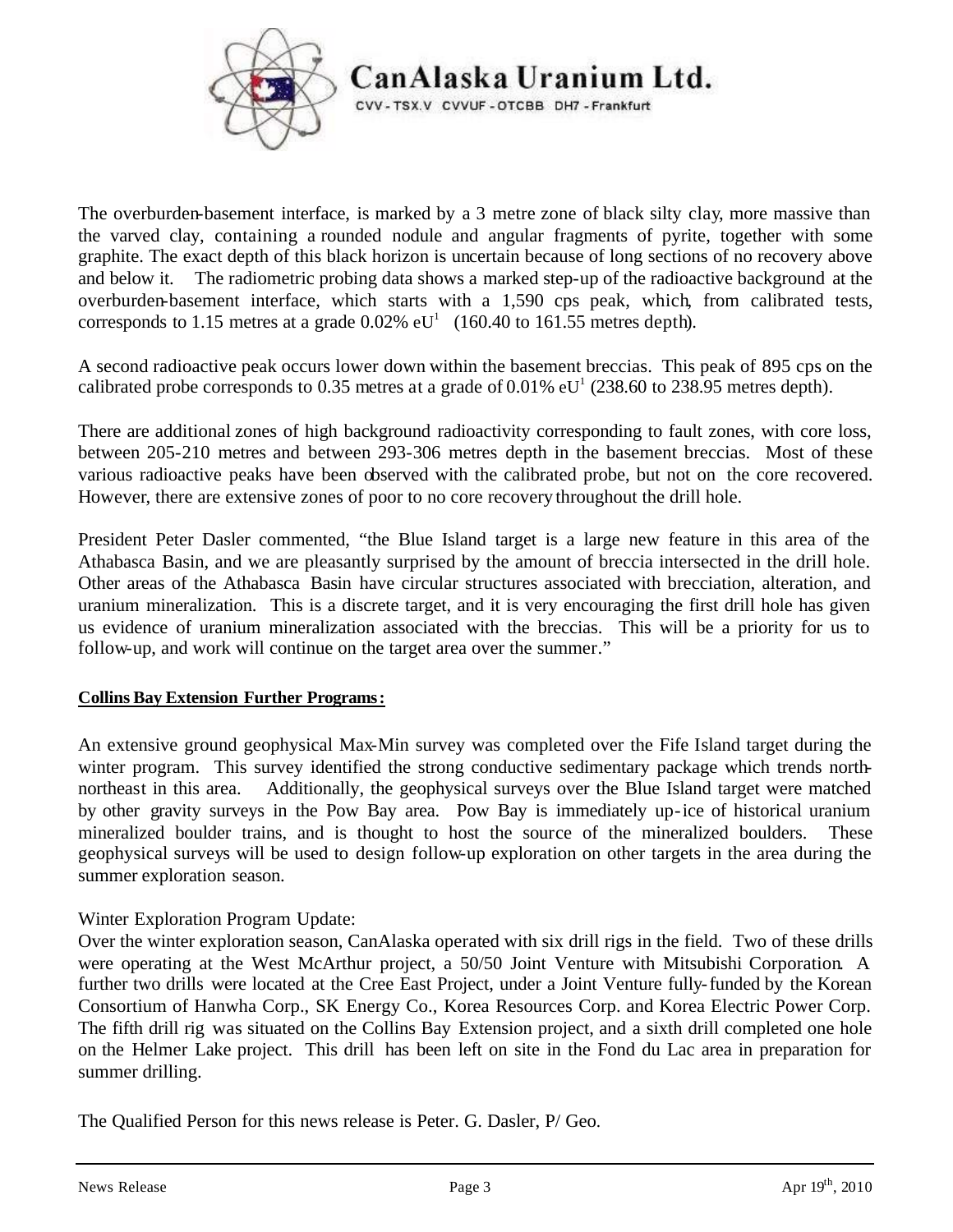The overburden-basement interface, is marked by a 3 metre zone of black silty clay, more massive than the varved clay, containing a rounded nodule and angular fragments of pyrite, together with some graphite. The exact depth of this black horizon is uncertain because of long sections of no recovery above and below it. The radiometric probing data shows a marked step-up of the radioactive background at the overburden-basement interface, which starts with a 1,590 cps peak, which, from calibrated tests, corresponds to 1.15 metres at a grade 0.02% eU[1] (160.40 to 161.55 metres depth).

A second radioactive peak occurs lower down within the basement breccias. This peak of 895 cps on the calibrated probe corresponds to 0.35 metres at a grade of 0.01% eU[1] (238.60 to 238.95 metres depth).

There are additional zones of high background radioactivity corresponding to fault zones, with core loss, between 205-210 metres and between 293-306 metres depth in the basement breccias. Most of these various radioactive peaks have been observed with the calibrated probe, but not on the core recovered. However, there are extensive zones of poor to no core recovery throughout the drill hole.

President Peter Dasler commented, "the Blue Island target is a large new feature in this area of the Athabasca Basin, and we are pleasantly surprised by the amount of breccia intersected in the drill hole. Other areas of the Athabasca Basin have circular structures associated with brecciation, alteration, and uranium mineralization. This is a discrete target, and it is very encouraging the first drill hole has given us evidence of uranium mineralization associated with the breccias. This will be a priority for us to follow-up, and work will continue on the target area over the summer."

**Collins Bay Extension Further Programs:**

An extensive ground geophysical Max-Min survey was completed over the Fife Island target during the winter program. This survey identified the strong conductive sedimentary package which trends north-northeast in this area. Additionally, the geophysical surveys over the Blue Island target were matched by other gravity surveys in the Pow Bay area. Pow Bay is immediately up-ice of historical uranium mineralized boulder trains, and is thought to host the source of the mineralized boulders. These geophysical surveys will be used to design follow-up exploration on other targets in the area during the summer exploration season.

Winter Exploration Program Update:
Over the winter exploration season, CanAlaska operated with six drill rigs in the field. Two of these drills were operating at the West McArthur project, a 50/50 Joint Venture with Mitsubishi Corporation. A further two drills were located at the Cree East Project, under a Joint Venture fully-funded by the Korean Consortium of Hanwha Corp., SK Energy Co., Korea Resources Corp. and Korea Electric Power Corp. The fifth drill rig was situated on the Collins Bay Extension project, and a sixth drill completed one hole on the Helmer Lake project. This drill has been left on site in the Fond du Lac area in preparation for summer drilling.

The Qualified Person for this news release is Peter. G. Dasler, P/ Geo.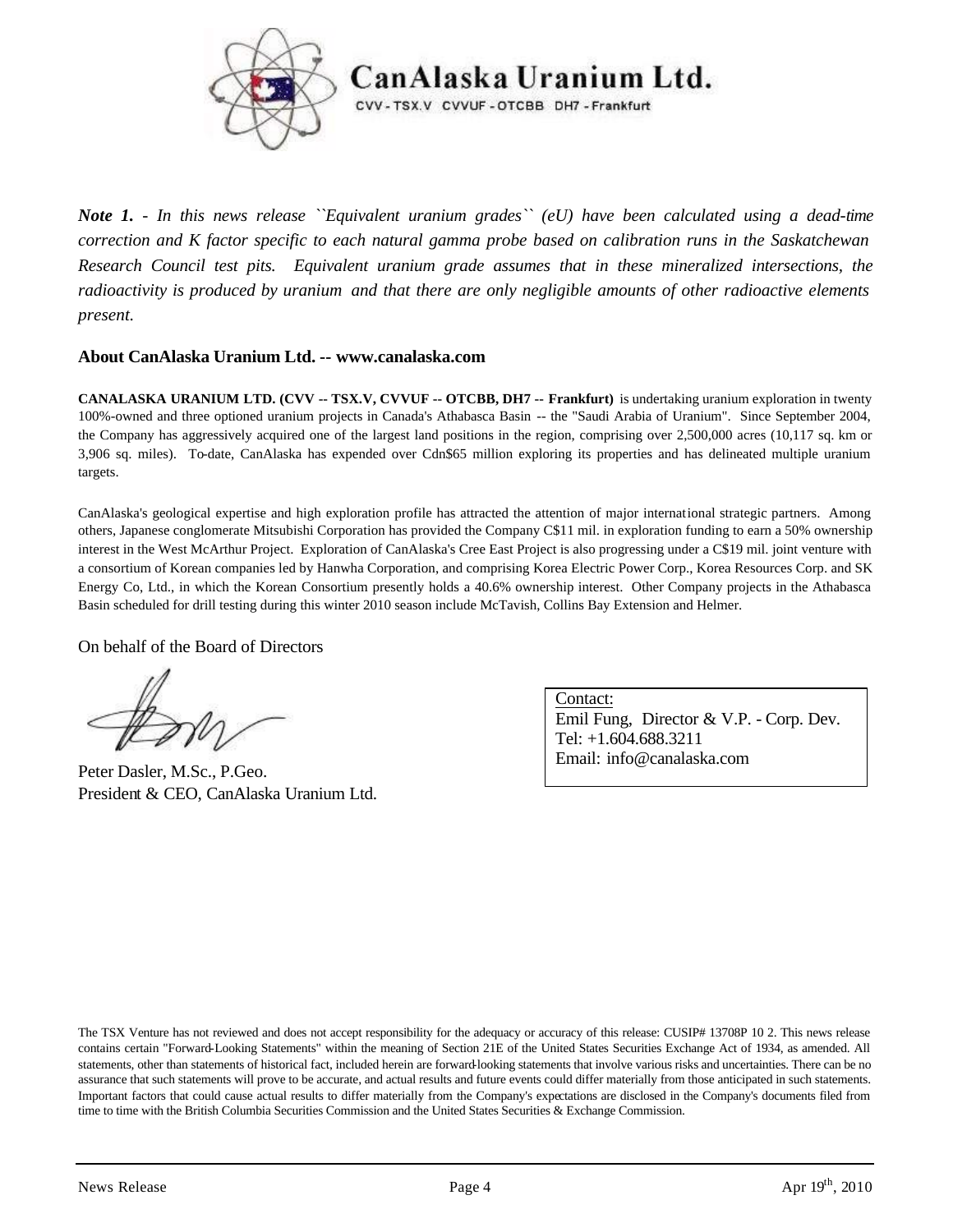*__Note 1.__ - In this news release ``Equivalent uranium grades`` (eU) have been calculated using a dead-time correction and K factor specific to each natural gamma probe based on calibration runs in the Saskatchewan Research Council test pits. Equivalent uranium grade assumes that in these mineralized intersections, the radioactivity is produced by uranium and that there are only negligible amounts of other radioactive elements present.*

### About CanAlaska Uranium Ltd. -- www.canalaska.com

**CANALASKA URANIUM LTD. (CVV -- TSX.V, CVVUF -- OTCBB, DH7 -- Frankfurt)** is undertaking uranium exploration in twenty 100%-owned and three optioned uranium projects in Canada's Athabasca Basin -- the "Saudi Arabia of Uranium". Since September 2004, the Company has aggressively acquired one of the largest land positions in the region, comprising over 2,500,000 acres (10,117 sq. km or 3,906 sq. miles). To-date, CanAlaska has expended over Cdn$65 million exploring its properties and has delineated multiple uranium targets.

CanAlaska's geological expertise and high exploration profile has attracted the attention of major international strategic partners. Among others, Japanese conglomerate Mitsubishi Corporation has provided the Company C$11 mil. in exploration funding to earn a 50% ownership interest in the West McArthur Project. Exploration of CanAlaska's Cree East Project is also progressing under a C$19 mil. joint venture with a consortium of Korean companies led by Hanwha Corporation, and comprising Korea Electric Power Corp., Korea Resources Corp. and SK Energy Co, Ltd., in which the Korean Consortium presently holds a 40.6% ownership interest. Other Company projects in the Athabasca Basin scheduled for drill testing during this winter 2010 season include McTavish, Collins Bay Extension and Helmer.

On behalf of the Board of Directors

Peter Dasler, M.Sc., P.Geo.
President & CEO, CanAlaska Uranium Ltd.

Contact:
Emil Fung, Director & V.P. - Corp. Dev.
Tel: +1.604.688.3211
Email: info@canalaska.com

The TSX Venture has not reviewed and does not accept responsibility for the adequacy or accuracy of this release: CUSIP# 13708P 10 2. This news release contains certain "Forward-Looking Statements" within the meaning of Section 21E of the United States Securities Exchange Act of 1934, as amended. All statements, other than statements of historical fact, included herein are forward-looking statements that involve various risks and uncertainties. There can be no assurance that such statements will prove to be accurate, and actual results and future events could differ materially from those anticipated in such statements. Important factors that could cause actual results to differ materially from the Company's expectations are disclosed in the Company's documents filed from time to time with the British Columbia Securities Commission and the United States Securities & Exchange Commission.